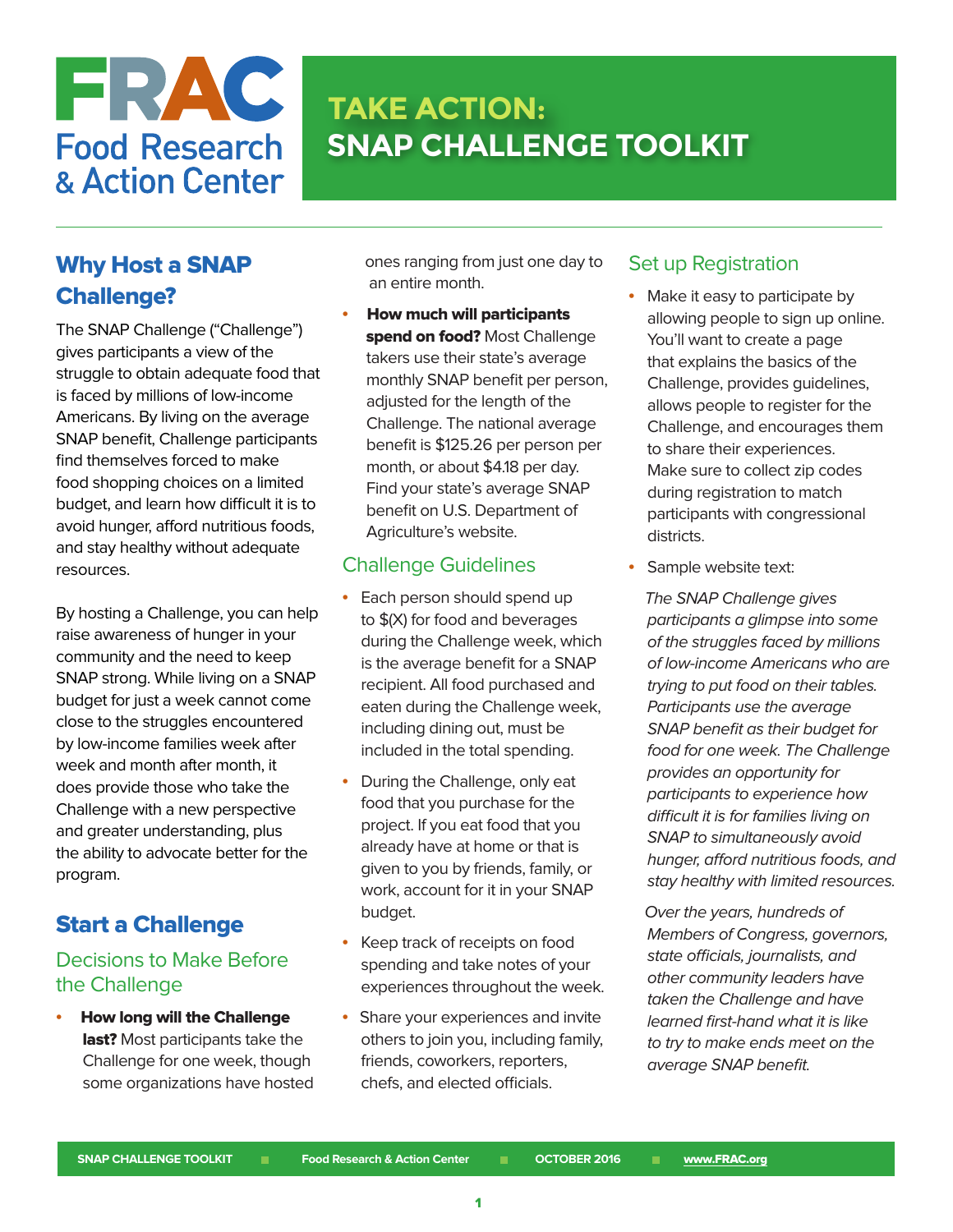# FRAC Food Research & Action Center

# TAKE ACTION: SNAP CHALLENGE TOOLKIT

## Why Host a SNAP Challenge?

The SNAP Challenge ("Challenge") gives participants a view of the struggle to obtain adequate food that is faced by millions of low-income Americans. By living on the average SNAP benefit, Challenge participants find themselves forced to make food shopping choices on a limited budget, and learn how difficult it is to avoid hunger, afford nutritious foods, and stay healthy without adequate resources.

By hosting a Challenge, you can help raise awareness of hunger in your community and the need to keep SNAP strong. While living on a SNAP budget for just a week cannot come close to the struggles encountered by low-income families week after week and month after month, it does provide those who take the Challenge with a new perspective and greater understanding, plus the ability to advocate better for the program.

## Start a Challenge

### Decisions to Make Before the Challenge

- **How long will the Challenge last?** Most participants take the Challenge for one week, though some organizations have hosted ones ranging from just one day to an entire month.
- **How much will participants spend on food?** Most Challenge takers use their state's average monthly SNAP benefit per person, adjusted for the length of the Challenge. The national average benefit is $125.26 per person per month, or about $4.18 per day. Find your state's average SNAP benefit on U.S. Department of Agriculture's website.

### Challenge Guidelines

- Each person should spend up to $(X) for food and beverages during the Challenge week, which is the average benefit for a SNAP recipient. All food purchased and eaten during the Challenge week, including dining out, must be included in the total spending.
- During the Challenge, only eat food that you purchase for the project. If you eat food that you already have at home or that is given to you by friends, family, or work, account for it in your SNAP budget.
- Keep track of receipts on food spending and take notes of your experiences throughout the week.
- Share your experiences and invite others to join you, including family, friends, coworkers, reporters, chefs, and elected officials.

### Set up Registration

- Make it easy to participate by allowing people to sign up online. You'll want to create a page that explains the basics of the Challenge, provides guidelines, allows people to register for the Challenge, and encourages them to share their experiences. Make sure to collect zip codes during registration to match participants with congressional districts.
- Sample website text:

*The SNAP Challenge gives participants a glimpse into some of the struggles faced by millions of low-income Americans who are trying to put food on their tables. Participants use the average SNAP benefit as their budget for food for one week. The Challenge provides an opportunity for participants to experience how difficult it is for families living on SNAP to simultaneously avoid hunger, afford nutritious foods, and stay healthy with limited resources.*

*Over the years, hundreds of Members of Congress, governors, state officials, journalists, and other community leaders have taken the Challenge and have learned first-hand what it is like to try to make ends meet on the average SNAP benefit.*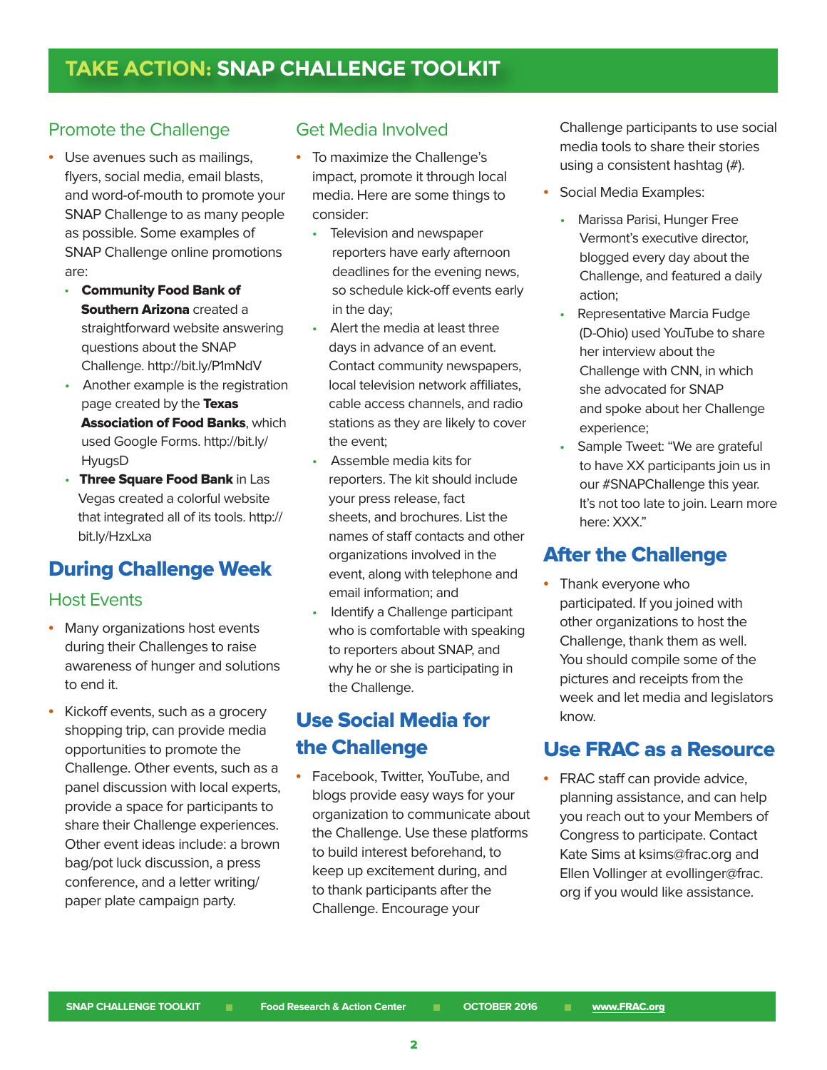# TAKE ACTION: SNAP CHALLENGE TOOLKIT

### Promote the Challenge

- Use avenues such as mailings, flyers, social media, email blasts, and word-of-mouth to promote your SNAP Challenge to as many people as possible. Some examples of SNAP Challenge online promotions are:
  - **Community Food Bank of Southern Arizona** created a straightforward website answering questions about the SNAP Challenge. http://bit.ly/P1mNdV
  - Another example is the registration page created by the **Texas Association of Food Banks**, which used Google Forms. http://bit.ly/HyugsD
  - **Three Square Food Bank** in Las Vegas created a colorful website that integrated all of its tools. http://bit.ly/HzxLxa

## During Challenge Week

### Host Events

- Many organizations host events during their Challenges to raise awareness of hunger and solutions to end it.
- Kickoff events, such as a grocery shopping trip, can provide media opportunities to promote the Challenge. Other events, such as a panel discussion with local experts, provide a space for participants to share their Challenge experiences. Other event ideas include: a brown bag/pot luck discussion, a press conference, and a letter writing/paper plate campaign party.

### Get Media Involved

- To maximize the Challenge's impact, promote it through local media. Here are some things to consider:
  - Television and newspaper reporters have early afternoon deadlines for the evening news, so schedule kick-off events early in the day;
  - Alert the media at least three days in advance of an event. Contact community newspapers, local television network affiliates, cable access channels, and radio stations as they are likely to cover the event;
  - Assemble media kits for reporters. The kit should include your press release, fact sheets, and brochures. List the names of staff contacts and other organizations involved in the event, along with telephone and email information; and
  - Identify a Challenge participant who is comfortable with speaking to reporters about SNAP, and why he or she is participating in the Challenge.

## Use Social Media for the Challenge

- Facebook, Twitter, YouTube, and blogs provide easy ways for your organization to communicate about the Challenge. Use these platforms to build interest beforehand, to keep up excitement during, and to thank participants after the Challenge. Encourage your Challenge participants to use social media tools to share their stories using a consistent hashtag (#).
- Social Media Examples:
  - Marissa Parisi, Hunger Free Vermont's executive director, blogged every day about the Challenge, and featured a daily action;
  - Representative Marcia Fudge (D-Ohio) used YouTube to share her interview about the Challenge with CNN, in which she advocated for SNAP and spoke about her Challenge experience;
  - Sample Tweet: "We are grateful to have XX participants join us in our #SNAPChallenge this year. It's not too late to join. Learn more here: XXX."

## After the Challenge

- Thank everyone who participated. If you joined with other organizations to host the Challenge, thank them as well. You should compile some of the pictures and receipts from the week and let media and legislators know.

## Use FRAC as a Resource

- FRAC staff can provide advice, planning assistance, and can help you reach out to your Members of Congress to participate. Contact Kate Sims at ksims@frac.org and Ellen Vollinger at evollinger@frac.org if you would like assistance.